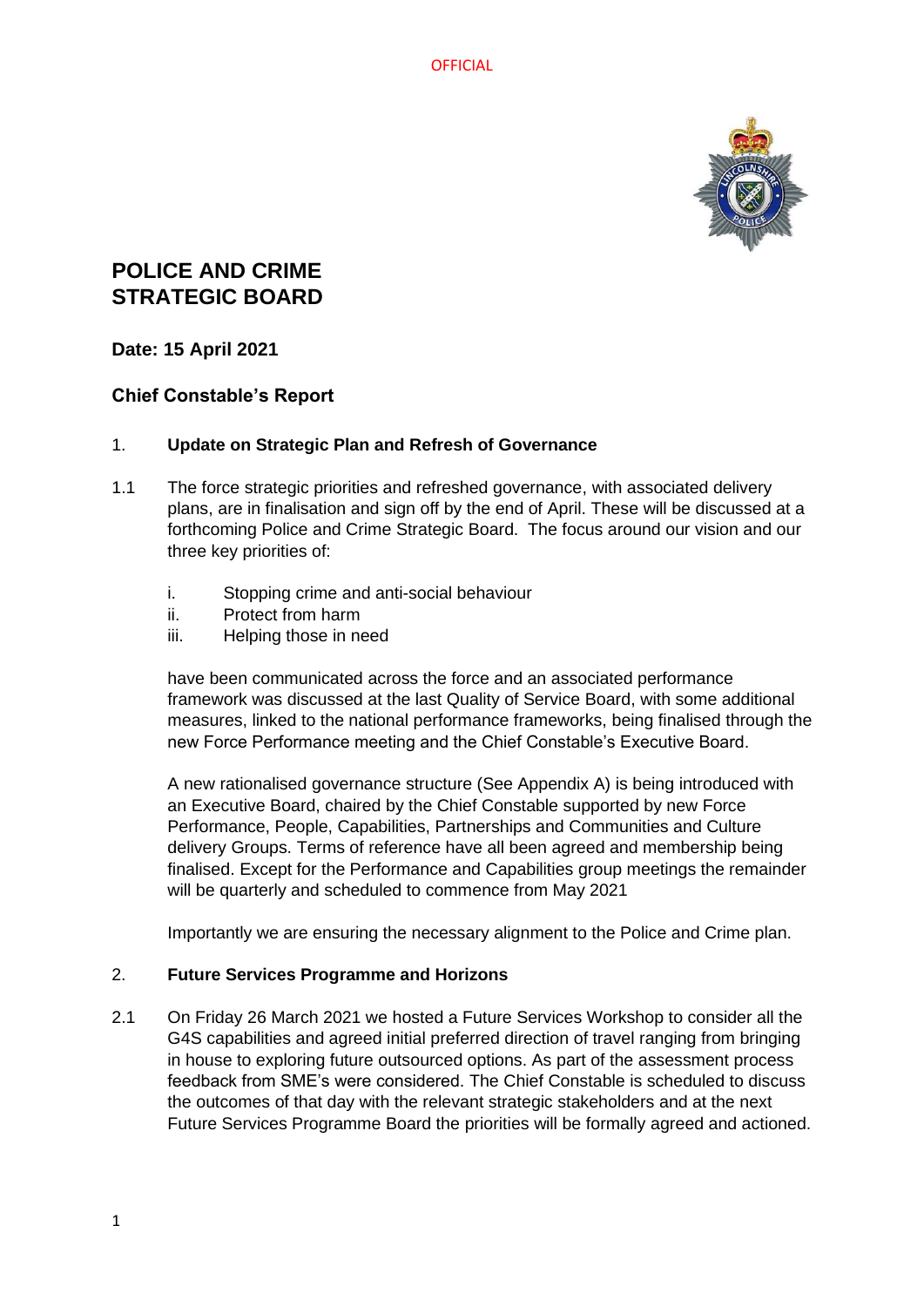# POLICE AND CRIME STRATEGIC BOARD

**Date: 15 April 2021**

**Chief Constable's Report**

## 1. Update on Strategic Plan and Refresh of Governance

1.1 The force strategic priorities and refreshed governance, with associated delivery plans, are in finalisation and sign off by the end of April. These will be discussed at a forthcoming Police and Crime Strategic Board. The focus around our vision and our three key priorities of:

i. Stopping crime and anti-social behaviour
ii. Protect from harm
iii. Helping those in need

have been communicated across the force and an associated performance framework was discussed at the last Quality of Service Board, with some additional measures, linked to the national performance frameworks, being finalised through the new Force Performance meeting and the Chief Constable's Executive Board.

A new rationalised governance structure (See Appendix A) is being introduced with an Executive Board, chaired by the Chief Constable supported by new Force Performance, People, Capabilities, Partnerships and Communities and Culture delivery Groups. Terms of reference have all been agreed and membership being finalised. Except for the Performance and Capabilities group meetings the remainder will be quarterly and scheduled to commence from May 2021

Importantly we are ensuring the necessary alignment to the Police and Crime plan.

## 2. Future Services Programme and Horizons

2.1 On Friday 26 March 2021 we hosted a Future Services Workshop to consider all the G4S capabilities and agreed initial preferred direction of travel ranging from bringing in house to exploring future outsourced options. As part of the assessment process feedback from SME's were considered. The Chief Constable is scheduled to discuss the outcomes of that day with the relevant strategic stakeholders and at the next Future Services Programme Board the priorities will be formally agreed and actioned.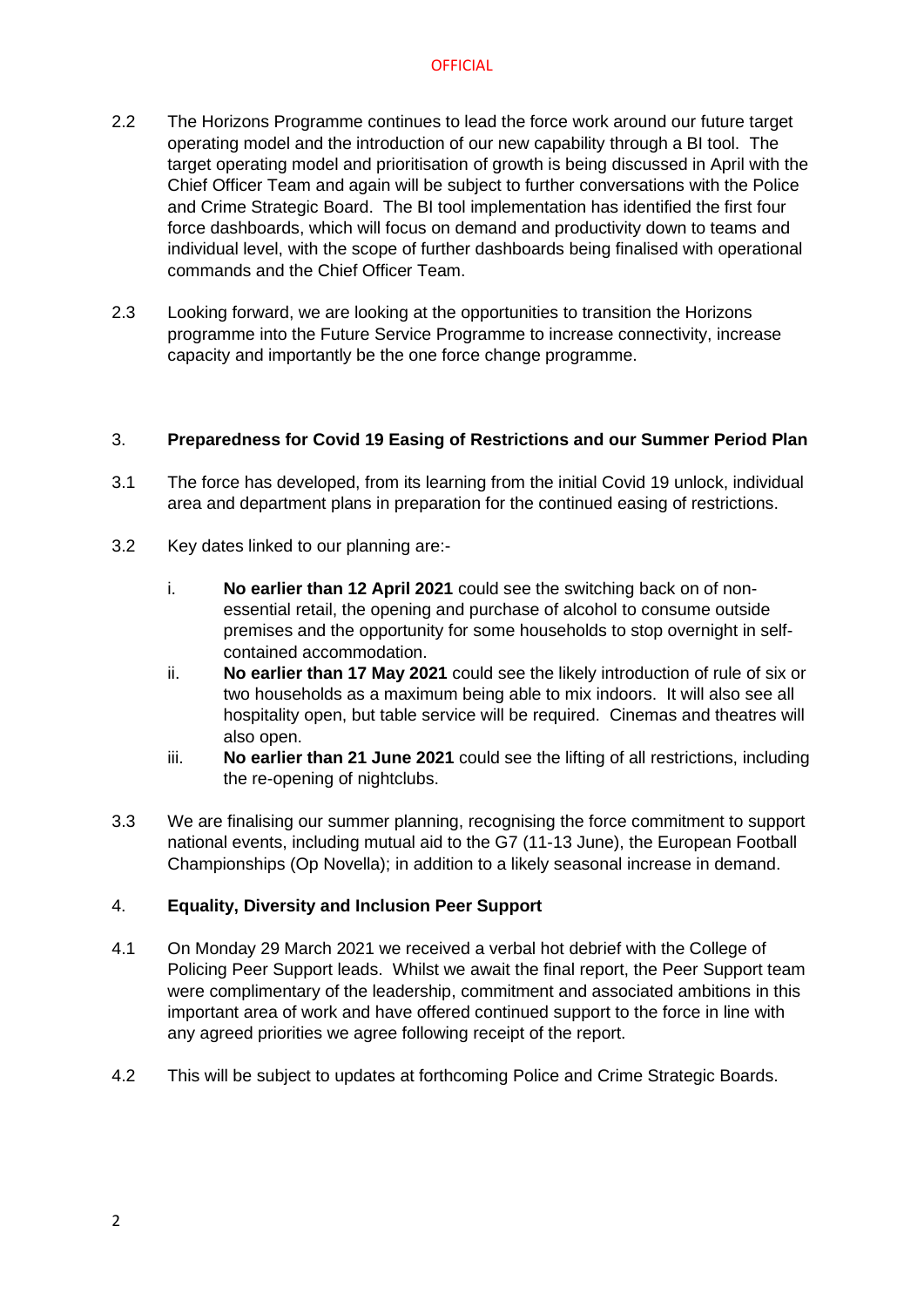2.2 The Horizons Programme continues to lead the force work around our future target operating model and the introduction of our new capability through a BI tool. The target operating model and prioritisation of growth is being discussed in April with the Chief Officer Team and again will be subject to further conversations with the Police and Crime Strategic Board. The BI tool implementation has identified the first four force dashboards, which will focus on demand and productivity down to teams and individual level, with the scope of further dashboards being finalised with operational commands and the Chief Officer Team.

2.3 Looking forward, we are looking at the opportunities to transition the Horizons programme into the Future Service Programme to increase connectivity, increase capacity and importantly be the one force change programme.

## 3. Preparedness for Covid 19 Easing of Restrictions and our Summer Period Plan

3.1 The force has developed, from its learning from the initial Covid 19 unlock, individual area and department plans in preparation for the continued easing of restrictions.

3.2 Key dates linked to our planning are:-

i. **No earlier than 12 April 2021** could see the switching back on of non-essential retail, the opening and purchase of alcohol to consume outside premises and the opportunity for some households to stop overnight in self-contained accommodation.

ii. **No earlier than 17 May 2021** could see the likely introduction of rule of six or two households as a maximum being able to mix indoors. It will also see all hospitality open, but table service will be required. Cinemas and theatres will also open.

iii. **No earlier than 21 June 2021** could see the lifting of all restrictions, including the re-opening of nightclubs.

3.3 We are finalising our summer planning, recognising the force commitment to support national events, including mutual aid to the G7 (11-13 June), the European Football Championships (Op Novella); in addition to a likely seasonal increase in demand.

## 4. Equality, Diversity and Inclusion Peer Support

4.1 On Monday 29 March 2021 we received a verbal hot debrief with the College of Policing Peer Support leads. Whilst we await the final report, the Peer Support team were complimentary of the leadership, commitment and associated ambitions in this important area of work and have offered continued support to the force in line with any agreed priorities we agree following receipt of the report.

4.2 This will be subject to updates at forthcoming Police and Crime Strategic Boards.